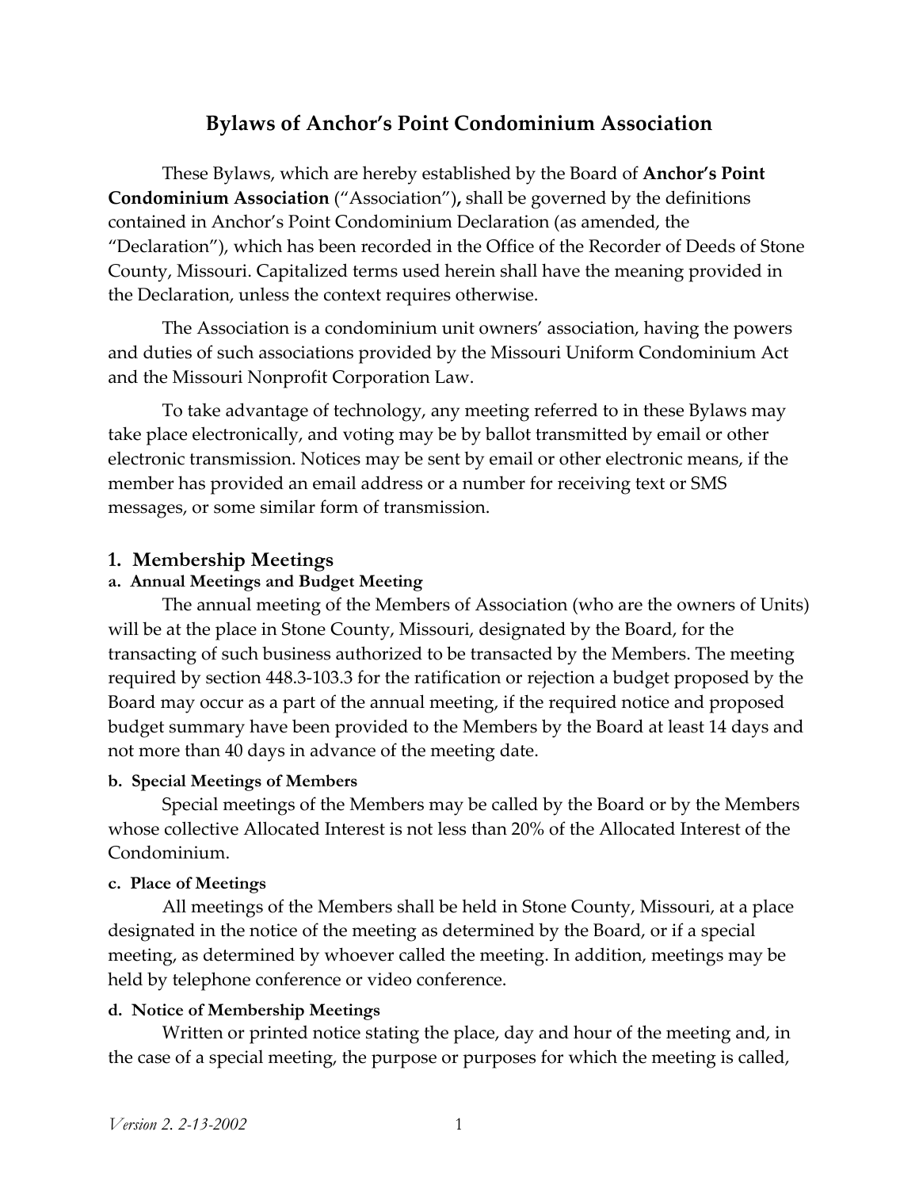# Bylaws of Anchor's Point Condominium Association

These Bylaws, which are hereby established by the Board of **Anchor's Point Condominium Association** ("Association")**,** shall be governed by the definitions contained in Anchor's Point Condominium Declaration (as amended, the "Declaration"), which has been recorded in the Office of the Recorder of Deeds of Stone County, Missouri. Capitalized terms used herein shall have the meaning provided in the Declaration, unless the context requires otherwise.

The Association is a condominium unit owners' association, having the powers and duties of such associations provided by the Missouri Uniform Condominium Act and the Missouri Nonprofit Corporation Law.

To take advantage of technology, any meeting referred to in these Bylaws may take place electronically, and voting may be by ballot transmitted by email or other electronic transmission. Notices may be sent by email or other electronic means, if the member has provided an email address or a number for receiving text or SMS messages, or some similar form of transmission.

## 1. Membership Meetings

### a. Annual Meetings and Budget Meeting

The annual meeting of the Members of Association (who are the owners of Units) will be at the place in Stone County, Missouri, designated by the Board, for the transacting of such business authorized to be transacted by the Members. The meeting required by section 448.3-103.3 for the ratification or rejection a budget proposed by the Board may occur as a part of the annual meeting, if the required notice and proposed budget summary have been provided to the Members by the Board at least 14 days and not more than 40 days in advance of the meeting date.

### b. Special Meetings of Members

Special meetings of the Members may be called by the Board or by the Members whose collective Allocated Interest is not less than 20% of the Allocated Interest of the Condominium.

### c. Place of Meetings

All meetings of the Members shall be held in Stone County, Missouri, at a place designated in the notice of the meeting as determined by the Board, or if a special meeting, as determined by whoever called the meeting. In addition, meetings may be held by telephone conference or video conference.

### d. Notice of Membership Meetings

Written or printed notice stating the place, day and hour of the meeting and, in the case of a special meeting, the purpose or purposes for which the meeting is called,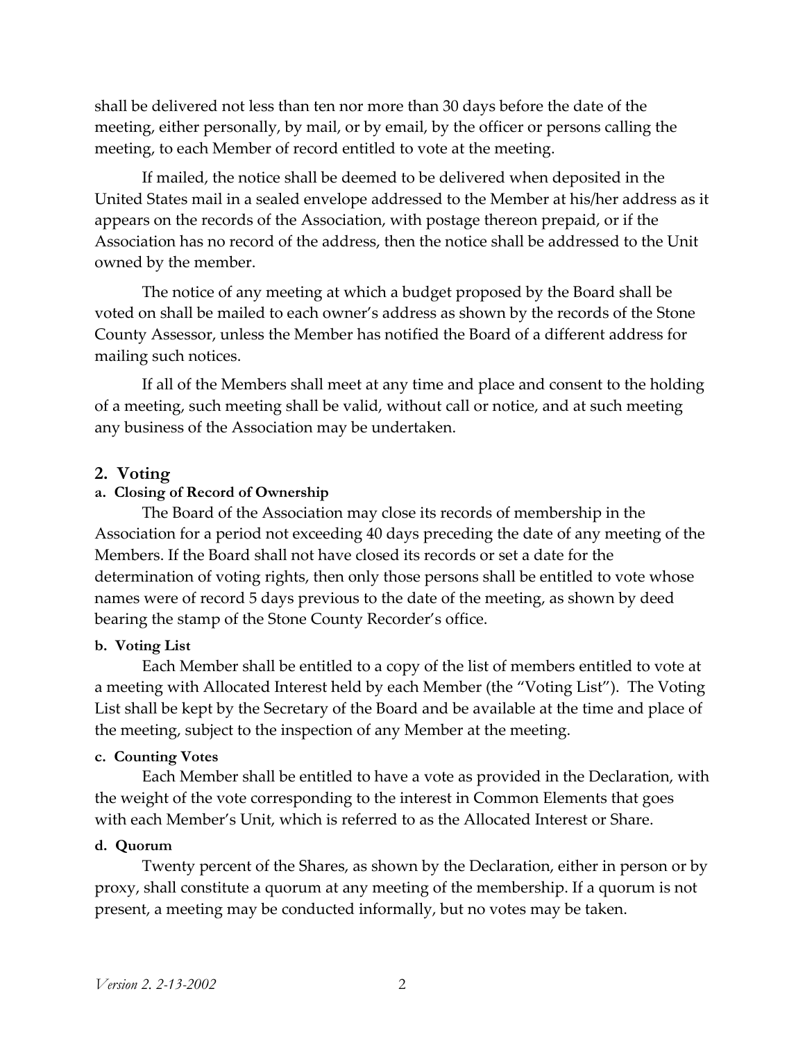shall be delivered not less than ten nor more than 30 days before the date of the meeting, either personally, by mail, or by email, by the officer or persons calling the meeting, to each Member of record entitled to vote at the meeting.

If mailed, the notice shall be deemed to be delivered when deposited in the United States mail in a sealed envelope addressed to the Member at his/her address as it appears on the records of the Association, with postage thereon prepaid, or if the Association has no record of the address, then the notice shall be addressed to the Unit owned by the member.

The notice of any meeting at which a budget proposed by the Board shall be voted on shall be mailed to each owner's address as shown by the records of the Stone County Assessor, unless the Member has notified the Board of a different address for mailing such notices.

If all of the Members shall meet at any time and place and consent to the holding of a meeting, such meeting shall be valid, without call or notice, and at such meeting any business of the Association may be undertaken.

## 2. Voting

#### a. Closing of Record of Ownership

The Board of the Association may close its records of membership in the Association for a period not exceeding 40 days preceding the date of any meeting of the Members. If the Board shall not have closed its records or set a date for the determination of voting rights, then only those persons shall be entitled to vote whose names were of record 5 days previous to the date of the meeting, as shown by deed bearing the stamp of the Stone County Recorder's office.

#### b. Voting List

Each Member shall be entitled to a copy of the list of members entitled to vote at a meeting with Allocated Interest held by each Member (the "Voting List"). The Voting List shall be kept by the Secretary of the Board and be available at the time and place of the meeting, subject to the inspection of any Member at the meeting.

#### c. Counting Votes

Each Member shall be entitled to have a vote as provided in the Declaration, with the weight of the vote corresponding to the interest in Common Elements that goes with each Member's Unit, which is referred to as the Allocated Interest or Share.

#### d. Quorum

Twenty percent of the Shares, as shown by the Declaration, either in person or by proxy, shall constitute a quorum at any meeting of the membership. If a quorum is not present, a meeting may be conducted informally, but no votes may be taken.

*Version 2. 2-13-2002*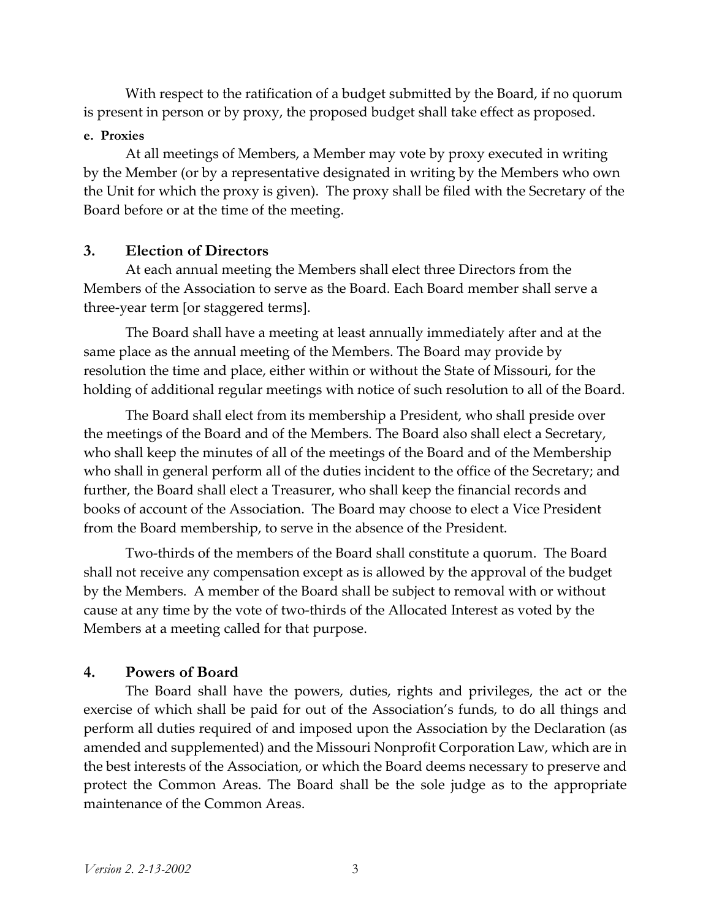With respect to the ratification of a budget submitted by the Board, if no quorum is present in person or by proxy, the proposed budget shall take effect as proposed.

**e. Proxies**

At all meetings of Members, a Member may vote by proxy executed in writing by the Member (or by a representative designated in writing by the Members who own the Unit for which the proxy is given). The proxy shall be filed with the Secretary of the Board before or at the time of the meeting.

## 3. Election of Directors

At each annual meeting the Members shall elect three Directors from the Members of the Association to serve as the Board. Each Board member shall serve a three-year term [or staggered terms].

The Board shall have a meeting at least annually immediately after and at the same place as the annual meeting of the Members. The Board may provide by resolution the time and place, either within or without the State of Missouri, for the holding of additional regular meetings with notice of such resolution to all of the Board.

The Board shall elect from its membership a President, who shall preside over the meetings of the Board and of the Members. The Board also shall elect a Secretary, who shall keep the minutes of all of the meetings of the Board and of the Membership who shall in general perform all of the duties incident to the office of the Secretary; and further, the Board shall elect a Treasurer, who shall keep the financial records and books of account of the Association. The Board may choose to elect a Vice President from the Board membership, to serve in the absence of the President.

Two-thirds of the members of the Board shall constitute a quorum. The Board shall not receive any compensation except as is allowed by the approval of the budget by the Members. A member of the Board shall be subject to removal with or without cause at any time by the vote of two-thirds of the Allocated Interest as voted by the Members at a meeting called for that purpose.

## 4. Powers of Board

The Board shall have the powers, duties, rights and privileges, the act or the exercise of which shall be paid for out of the Association's funds, to do all things and perform all duties required of and imposed upon the Association by the Declaration (as amended and supplemented) and the Missouri Nonprofit Corporation Law, which are in the best interests of the Association, or which the Board deems necessary to preserve and protect the Common Areas. The Board shall be the sole judge as to the appropriate maintenance of the Common Areas.

*Version 2. 2-13-2002*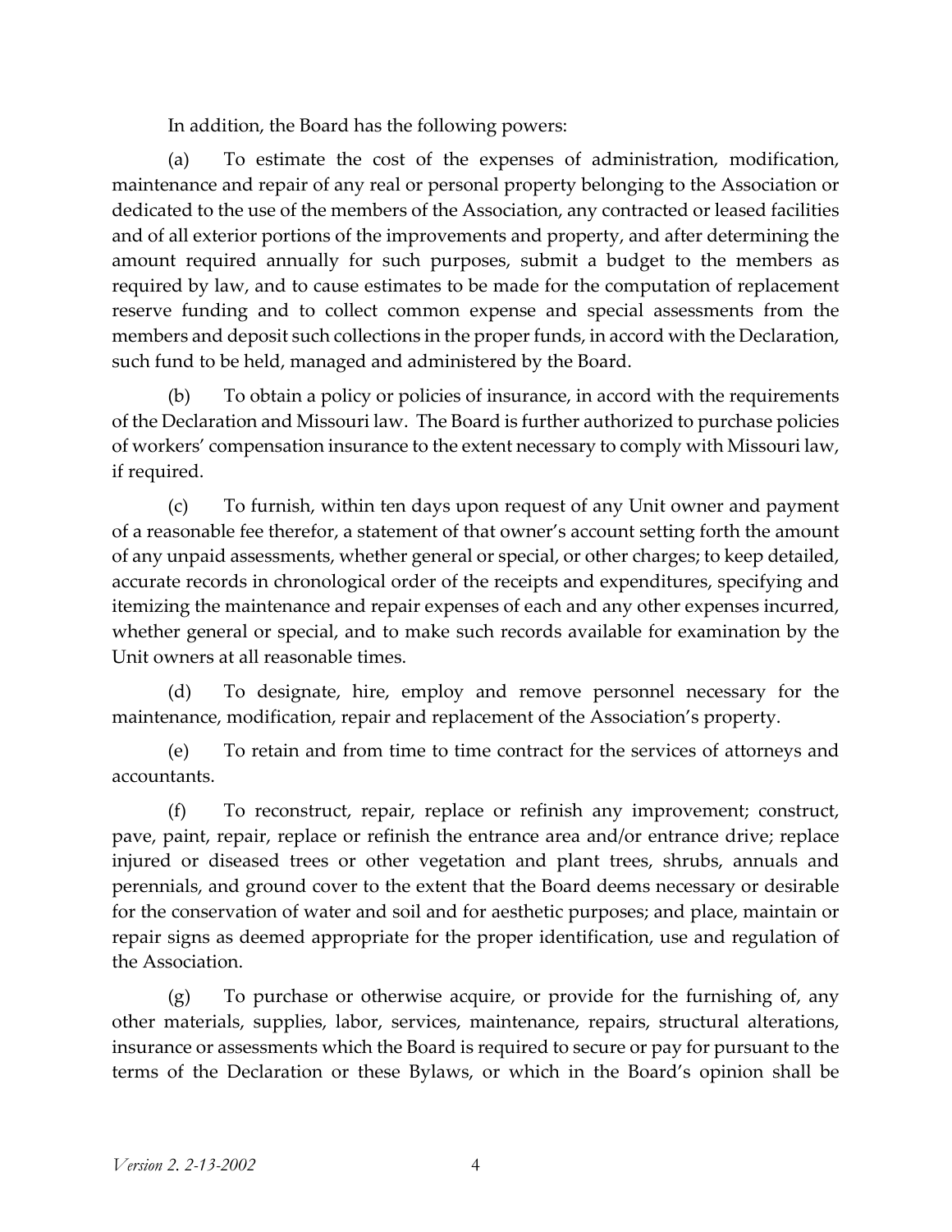In addition, the Board has the following powers:

(a) To estimate the cost of the expenses of administration, modification, maintenance and repair of any real or personal property belonging to the Association or dedicated to the use of the members of the Association, any contracted or leased facilities and of all exterior portions of the improvements and property, and after determining the amount required annually for such purposes, submit a budget to the members as required by law, and to cause estimates to be made for the computation of replacement reserve funding and to collect common expense and special assessments from the members and deposit such collections in the proper funds, in accord with the Declaration, such fund to be held, managed and administered by the Board.

(b) To obtain a policy or policies of insurance, in accord with the requirements of the Declaration and Missouri law. The Board is further authorized to purchase policies of workers' compensation insurance to the extent necessary to comply with Missouri law, if required.

(c) To furnish, within ten days upon request of any Unit owner and payment of a reasonable fee therefor, a statement of that owner's account setting forth the amount of any unpaid assessments, whether general or special, or other charges; to keep detailed, accurate records in chronological order of the receipts and expenditures, specifying and itemizing the maintenance and repair expenses of each and any other expenses incurred, whether general or special, and to make such records available for examination by the Unit owners at all reasonable times.

(d) To designate, hire, employ and remove personnel necessary for the maintenance, modification, repair and replacement of the Association's property.

(e) To retain and from time to time contract for the services of attorneys and accountants.

(f) To reconstruct, repair, replace or refinish any improvement; construct, pave, paint, repair, replace or refinish the entrance area and/or entrance drive; replace injured or diseased trees or other vegetation and plant trees, shrubs, annuals and perennials, and ground cover to the extent that the Board deems necessary or desirable for the conservation of water and soil and for aesthetic purposes; and place, maintain or repair signs as deemed appropriate for the proper identification, use and regulation of the Association.

(g) To purchase or otherwise acquire, or provide for the furnishing of, any other materials, supplies, labor, services, maintenance, repairs, structural alterations, insurance or assessments which the Board is required to secure or pay for pursuant to the terms of the Declaration or these Bylaws, or which in the Board's opinion shall be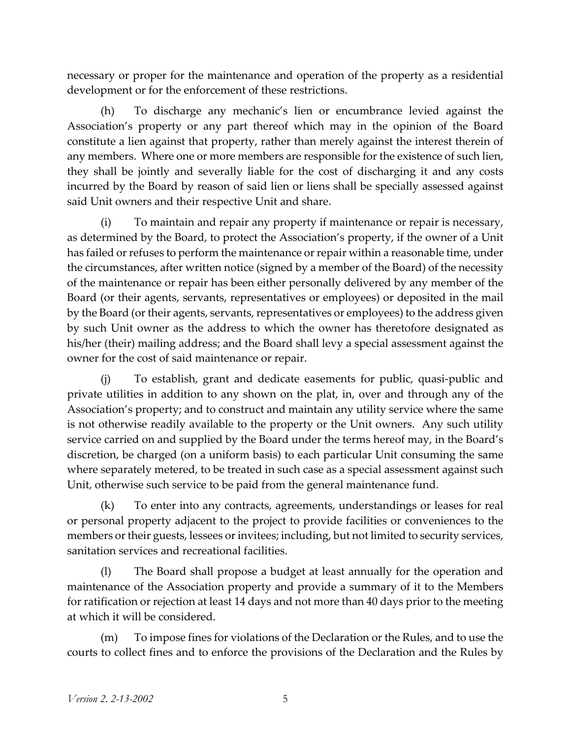necessary or proper for the maintenance and operation of the property as a residential development or for the enforcement of these restrictions.

(h) To discharge any mechanic's lien or encumbrance levied against the Association's property or any part thereof which may in the opinion of the Board constitute a lien against that property, rather than merely against the interest therein of any members. Where one or more members are responsible for the existence of such lien, they shall be jointly and severally liable for the cost of discharging it and any costs incurred by the Board by reason of said lien or liens shall be specially assessed against said Unit owners and their respective Unit and share.

(i) To maintain and repair any property if maintenance or repair is necessary, as determined by the Board, to protect the Association's property, if the owner of a Unit has failed or refuses to perform the maintenance or repair within a reasonable time, under the circumstances, after written notice (signed by a member of the Board) of the necessity of the maintenance or repair has been either personally delivered by any member of the Board (or their agents, servants, representatives or employees) or deposited in the mail by the Board (or their agents, servants, representatives or employees) to the address given by such Unit owner as the address to which the owner has theretofore designated as his/her (their) mailing address; and the Board shall levy a special assessment against the owner for the cost of said maintenance or repair.

(j) To establish, grant and dedicate easements for public, quasi-public and private utilities in addition to any shown on the plat, in, over and through any of the Association's property; and to construct and maintain any utility service where the same is not otherwise readily available to the property or the Unit owners. Any such utility service carried on and supplied by the Board under the terms hereof may, in the Board's discretion, be charged (on a uniform basis) to each particular Unit consuming the same where separately metered, to be treated in such case as a special assessment against such Unit, otherwise such service to be paid from the general maintenance fund.

(k) To enter into any contracts, agreements, understandings or leases for real or personal property adjacent to the project to provide facilities or conveniences to the members or their guests, lessees or invitees; including, but not limited to security services, sanitation services and recreational facilities.

(l) The Board shall propose a budget at least annually for the operation and maintenance of the Association property and provide a summary of it to the Members for ratification or rejection at least 14 days and not more than 40 days prior to the meeting at which it will be considered.

(m) To impose fines for violations of the Declaration or the Rules, and to use the courts to collect fines and to enforce the provisions of the Declaration and the Rules by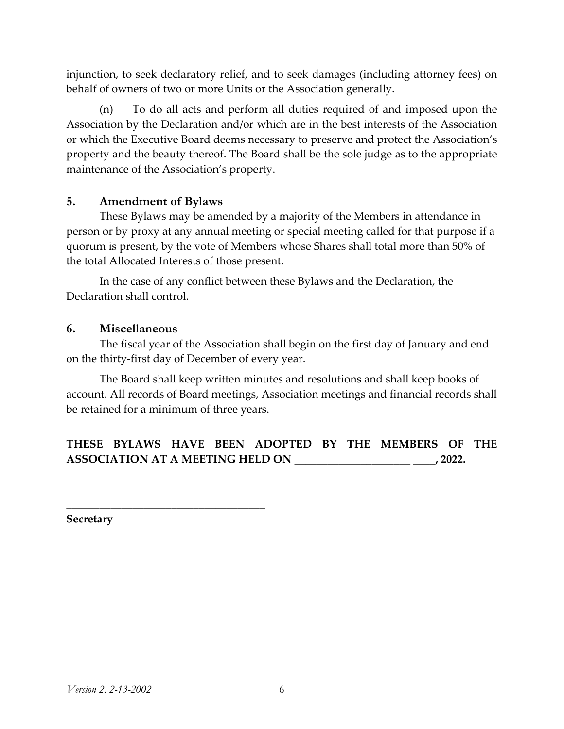injunction, to seek declaratory relief, and to seek damages (including attorney fees) on behalf of owners of two or more Units or the Association generally.

(n) To do all acts and perform all duties required of and imposed upon the Association by the Declaration and/or which are in the best interests of the Association or which the Executive Board deems necessary to preserve and protect the Association's property and the beauty thereof. The Board shall be the sole judge as to the appropriate maintenance of the Association's property.

## 5. Amendment of Bylaws

These Bylaws may be amended by a majority of the Members in attendance in person or by proxy at any annual meeting or special meeting called for that purpose if a quorum is present, by the vote of Members whose Shares shall total more than 50% of the total Allocated Interests of those present.

In the case of any conflict between these Bylaws and the Declaration, the Declaration shall control.

## 6. Miscellaneous

The fiscal year of the Association shall begin on the first day of January and end on the thirty-first day of December of every year.

The Board shall keep written minutes and resolutions and shall keep books of account. All records of Board meetings, Association meetings and financial records shall be retained for a minimum of three years.

**THESE BYLAWS HAVE BEEN ADOPTED BY THE MEMBERS OF THE ASSOCIATION AT A MEETING HELD ON ____________________ ____, 2022.**

___________________________________

**Secretary**

*Version 2. 2-13-2002*